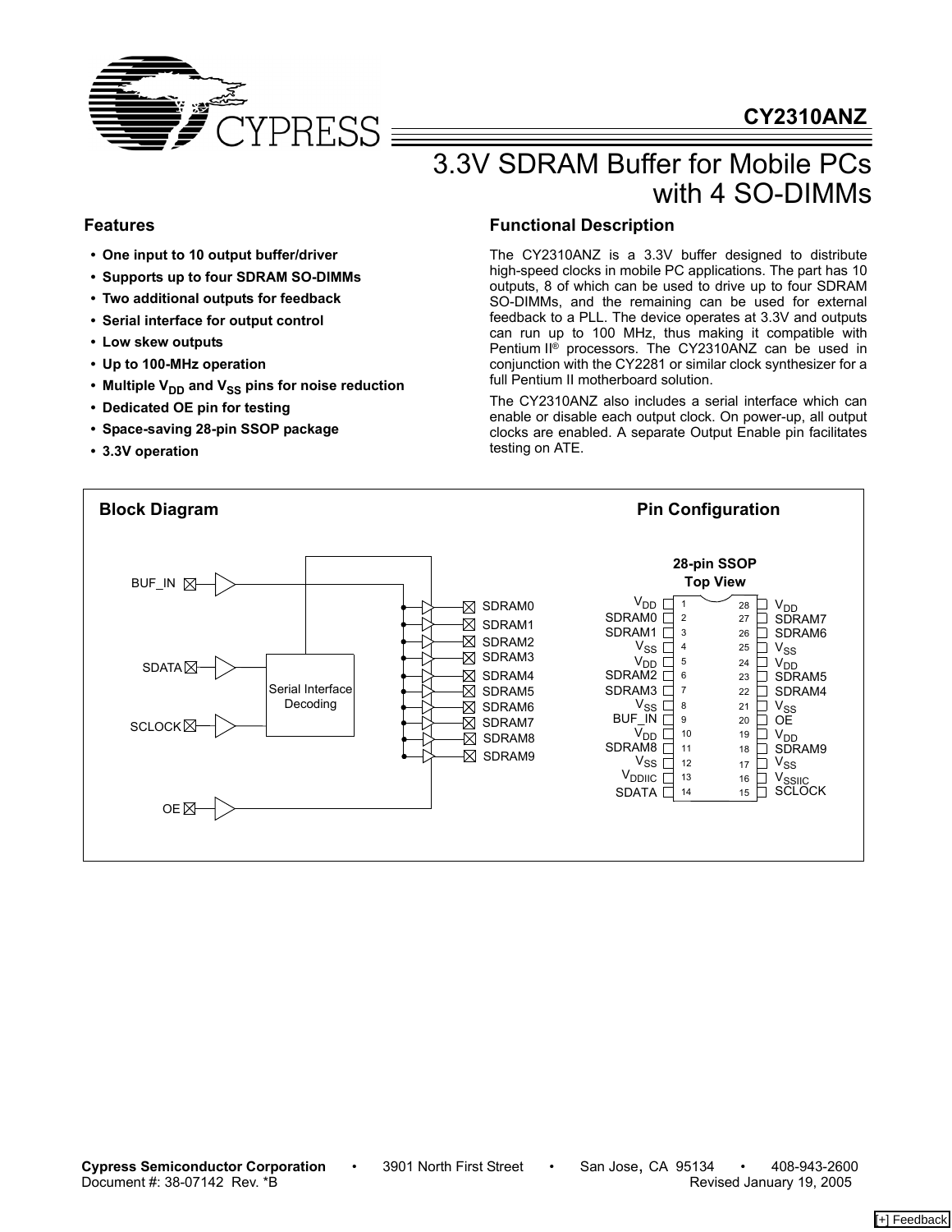# CY2310ANZ

# 3.3V SDRAM Buffer for Mobile PCs with 4 SO-DIMMs

## Features

- **One input to 10 output buffer/driver**
- **Supports up to four SDRAM SO-DIMMs**
- **Two additional outputs for feedback**
- **Serial interface for output control**
- **Low skew outputs**
- **Up to 100-MHz operation**
- **Multiple $V_{DD}$ and $V_{SS}$ pins for noise reduction**
- **Dedicated OE pin for testing**
- **Space-saving 28-pin SSOP package**
- **3.3V operation**

## Functional Description

The CY2310ANZ is a 3.3V buffer designed to distribute high-speed clocks in mobile PC applications. The part has 10 outputs, 8 of which can be used to drive up to four SDRAM SO-DIMMs, and the remaining can be used for external feedback to a PLL. The device operates at 3.3V and outputs can run up to 100 MHz, thus making it compatible with Pentium II® processors. The CY2310ANZ can be used in conjunction with the CY2281 or similar clock synthesizer for a full Pentium II motherboard solution.

The CY2310ANZ also includes a serial interface which can enable or disable each output clock. On power-up, all output clocks are enabled. A separate Output Enable pin facilitates testing on ATE.

## Block Diagram

BUF_IN, SDATA, SCLOCK, OE → Serial Interface Decoding → SDRAM0, SDRAM1, SDRAM2, SDRAM3, SDRAM4, SDRAM5, SDRAM6, SDRAM7, SDRAM8, SDRAM9

## Pin Configuration

**28-pin SSOP**
**Top View**

| Pin Name | Pin | Pin | Pin Name |
|---|---|---|---|
| $V_{DD}$ | 1 | 28 | $V_{DD}$ |
| SDRAM0 | 2 | 27 | SDRAM7 |
| SDRAM1 | 3 | 26 | SDRAM6 |
| $V_{SS}$ | 4 | 25 | $V_{SS}$ |
| $V_{DD}$ | 5 | 24 | $V_{DD}$ |
| SDRAM2 | 6 | 23 | SDRAM5 |
| SDRAM3 | 7 | 22 | SDRAM4 |
| $V_{SS}$ | 8 | 21 | $V_{SS}$ |
| BUF_IN | 9 | 20 | OE |
| $V_{DD}$ | 10 | 19 | $V_{DD}$ |
| SDRAM8 | 11 | 18 | SDRAM9 |
| $V_{SS}$ | 12 | 17 | $V_{SS}$ |
| $V_{DDIIC}$ | 13 | 16 | $V_{SSIIC}$ |
| SDATA | 14 | 15 | SCLOCK |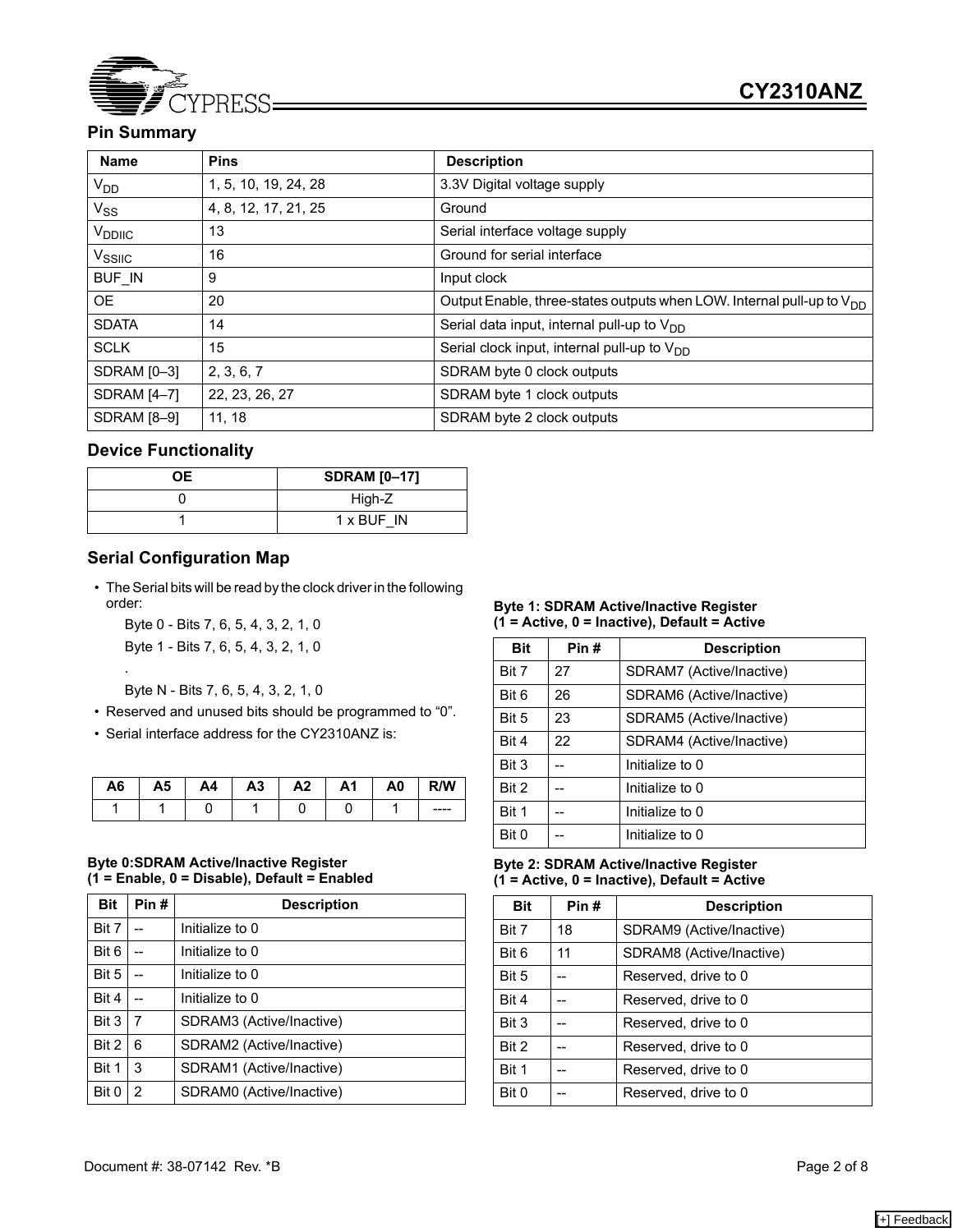## Pin Summary

| Name | Pins | Description |
|---|---|---|
| $V_{DD}$ | 1, 5, 10, 19, 24, 28 | 3.3V Digital voltage supply |
| $V_{SS}$ | 4, 8, 12, 17, 21, 25 | Ground |
| $V_{DDIIC}$ | 13 | Serial interface voltage supply |
| $V_{SSIIC}$ | 16 | Ground for serial interface |
| BUF_IN | 9 | Input clock |
| OE | 20 | Output Enable, three-states outputs when LOW. Internal pull-up to $V_{DD}$ |
| SDATA | 14 | Serial data input, internal pull-up to $V_{DD}$ |
| SCLK | 15 | Serial clock input, internal pull-up to $V_{DD}$ |
| SDRAM [0–3] | 2, 3, 6, 7 | SDRAM byte 0 clock outputs |
| SDRAM [4–7] | 22, 23, 26, 27 | SDRAM byte 1 clock outputs |
| SDRAM [8–9] | 11, 18 | SDRAM byte 2 clock outputs |

## Device Functionality

| OE | SDRAM [0–17] |
|---|---|
| 0 | High-Z |
| 1 | 1 x BUF_IN |

## Serial Configuration Map

- The Serial bits will be read by the clock driver in the following order:

  Byte 0 - Bits 7, 6, 5, 4, 3, 2, 1, 0

  Byte 1 - Bits 7, 6, 5, 4, 3, 2, 1, 0

  .

  Byte N - Bits 7, 6, 5, 4, 3, 2, 1, 0
- Reserved and unused bits should be programmed to "0".
- Serial interface address for the CY2310ANZ is:

| A6 | A5 | A4 | A3 | A2 | A1 | A0 | R/W |
|---|---|---|---|---|---|---|---|
| 1 | 1 | 0 | 1 | 0 | 0 | 1 | ---- |

**Byte 0:SDRAM Active/Inactive Register (1 = Enable, 0 = Disable), Default = Enabled**

| Bit | Pin # | Description |
|---|---|---|
| Bit 7 | -- | Initialize to 0 |
| Bit 6 | -- | Initialize to 0 |
| Bit 5 | -- | Initialize to 0 |
| Bit 4 | -- | Initialize to 0 |
| Bit 3 | 7 | SDRAM3 (Active/Inactive) |
| Bit 2 | 6 | SDRAM2 (Active/Inactive) |
| Bit 1 | 3 | SDRAM1 (Active/Inactive) |
| Bit 0 | 2 | SDRAM0 (Active/Inactive) |

**Byte 1: SDRAM Active/Inactive Register (1 = Active, 0 = Inactive), Default = Active**

| Bit | Pin # | Description |
|---|---|---|
| Bit 7 | 27 | SDRAM7 (Active/Inactive) |
| Bit 6 | 26 | SDRAM6 (Active/Inactive) |
| Bit 5 | 23 | SDRAM5 (Active/Inactive) |
| Bit 4 | 22 | SDRAM4 (Active/Inactive) |
| Bit 3 | -- | Initialize to 0 |
| Bit 2 | -- | Initialize to 0 |
| Bit 1 | -- | Initialize to 0 |
| Bit 0 | -- | Initialize to 0 |

**Byte 2: SDRAM Active/Inactive Register (1 = Active, 0 = Inactive), Default = Active**

| Bit | Pin # | Description |
|---|---|---|
| Bit 7 | 18 | SDRAM9 (Active/Inactive) |
| Bit 6 | 11 | SDRAM8 (Active/Inactive) |
| Bit 5 | -- | Reserved, drive to 0 |
| Bit 4 | -- | Reserved, drive to 0 |
| Bit 3 | -- | Reserved, drive to 0 |
| Bit 2 | -- | Reserved, drive to 0 |
| Bit 1 | -- | Reserved, drive to 0 |
| Bit 0 | -- | Reserved, drive to 0 |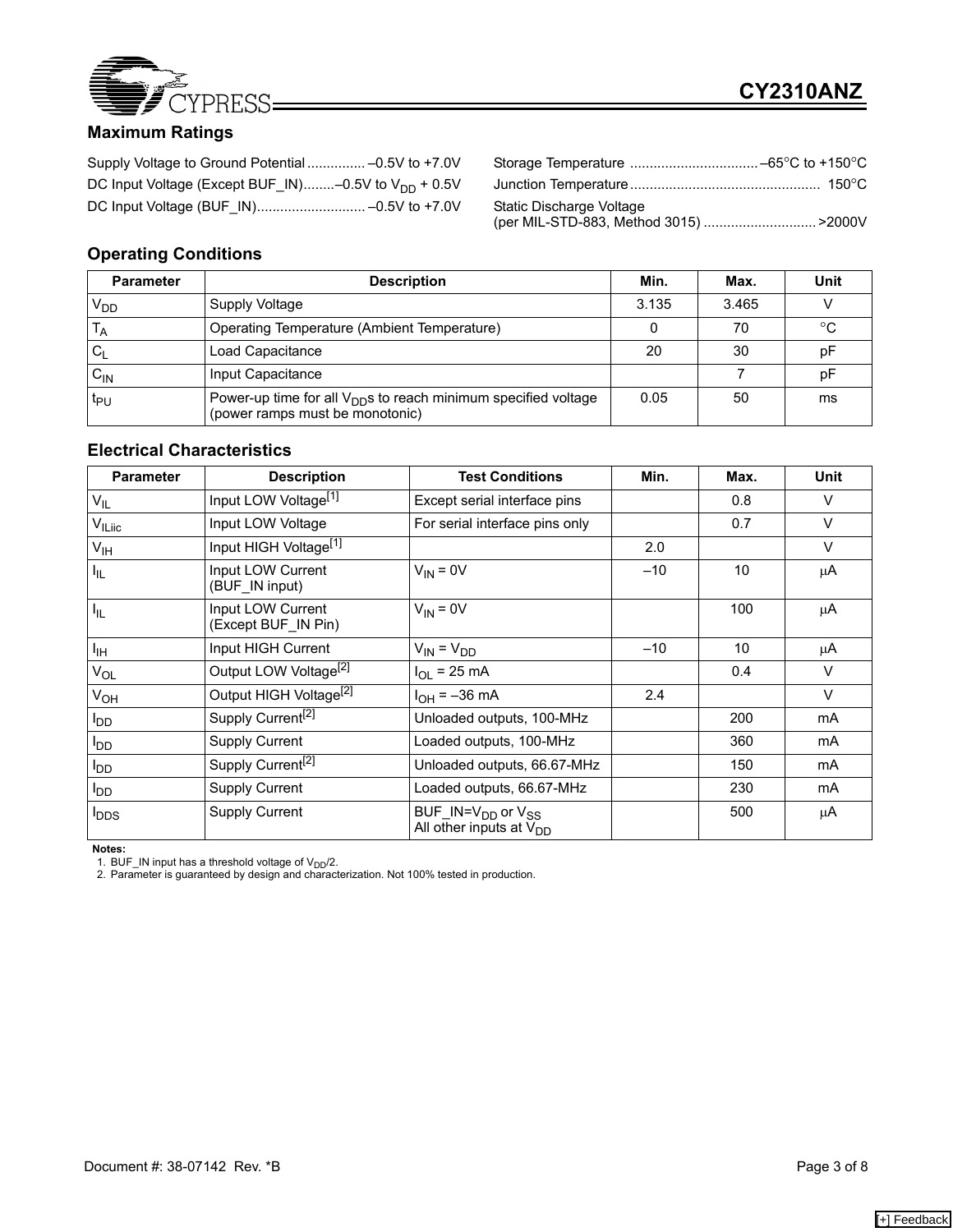## Maximum Ratings

Supply Voltage to Ground Potential ............... –0.5V to +7.0V

DC Input Voltage (Except BUF_IN)........–0.5V to $V_{DD}$ + 0.5V

DC Input Voltage (BUF_IN)............................ –0.5V to +7.0V

Storage Temperature ................................. –65°C to +150°C

Junction Temperature ................................................ 150°C

Static Discharge Voltage (per MIL-STD-883, Method 3015) ............................. >2000V

## Operating Conditions

| Parameter | Description | Min. | Max. | Unit |
|---|---|---|---|---|
| $V_{DD}$ | Supply Voltage | 3.135 | 3.465 | V |
| $T_A$ | Operating Temperature (Ambient Temperature) | 0 | 70 | °C |
| $C_L$ | Load Capacitance | 20 | 30 | pF |
| $C_{IN}$ | Input Capacitance | | 7 | pF |
| $t_{PU}$ | Power-up time for all $V_{DD}$s to reach minimum specified voltage (power ramps must be monotonic) | 0.05 | 50 | ms |

## Electrical Characteristics

| Parameter | Description | Test Conditions | Min. | Max. | Unit |
|---|---|---|---|---|---|
| $V_{IL}$ | Input LOW Voltage[1] | Except serial interface pins | | 0.8 | V |
| $V_{ILiic}$ | Input LOW Voltage | For serial interface pins only | | 0.7 | V |
| $V_{IH}$ | Input HIGH Voltage[1] | | 2.0 | | V |
| $I_{IL}$ | Input LOW Current (BUF_IN input) | $V_{IN}$ = 0V | –10 | 10 | μA |
| $I_{IL}$ | Input LOW Current (Except BUF_IN Pin) | $V_{IN}$ = 0V | | 100 | μA |
| $I_{IH}$ | Input HIGH Current | $V_{IN} = V_{DD}$ | –10 | 10 | μA |
| $V_{OL}$ | Output LOW Voltage[2] | $I_{OL}$ = 25 mA | | 0.4 | V |
| $V_{OH}$ | Output HIGH Voltage[2] | $I_{OH}$ = –36 mA | 2.4 | | V |
| $I_{DD}$ | Supply Current[2] | Unloaded outputs, 100-MHz | | 200 | mA |
| $I_{DD}$ | Supply Current | Loaded outputs, 100-MHz | | 360 | mA |
| $I_{DD}$ | Supply Current[2] | Unloaded outputs, 66.67-MHz | | 150 | mA |
| $I_{DD}$ | Supply Current | Loaded outputs, 66.67-MHz | | 230 | mA |
| $I_{DDS}$ | Supply Current | BUF_IN=$V_{DD}$ or $V_{SS}$ All other inputs at $V_{DD}$ | | 500 | μA |

**Notes:**
1. BUF_IN input has a threshold voltage of $V_{DD}$/2.
2. Parameter is guaranteed by design and characterization. Not 100% tested in production.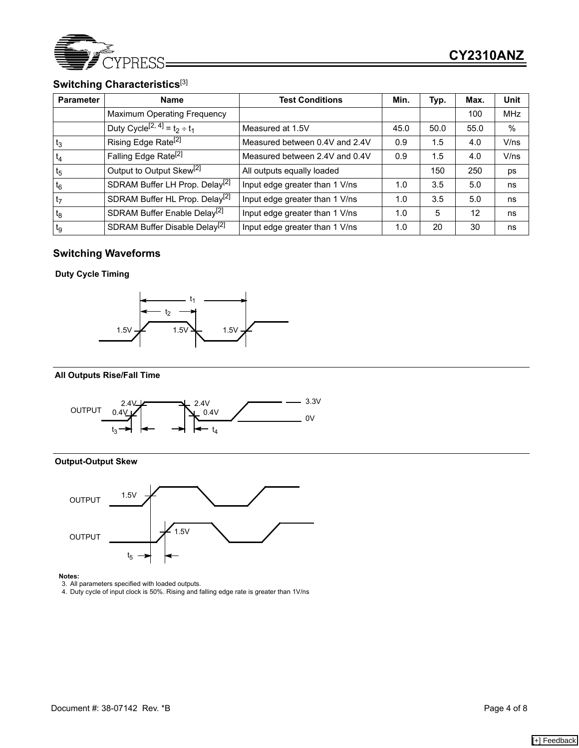## Switching Characteristics[3]

| Parameter | Name | Test Conditions | Min. | Typ. | Max. | Unit |
|---|---|---|---|---|---|---|
| | Maximum Operating Frequency | | | | 100 | MHz |
| | Duty Cycle[2, 4] = $t_2 \div t_1$ | Measured at 1.5V | 45.0 | 50.0 | 55.0 | % |
| $t_3$ | Rising Edge Rate[2] | Measured between 0.4V and 2.4V | 0.9 | 1.5 | 4.0 | V/ns |
| $t_4$ | Falling Edge Rate[2] | Measured between 2.4V and 0.4V | 0.9 | 1.5 | 4.0 | V/ns |
| $t_5$ | Output to Output Skew[2] | All outputs equally loaded | | 150 | 250 | ps |
| $t_6$ | SDRAM Buffer LH Prop. Delay[2] | Input edge greater than 1 V/ns | 1.0 | 3.5 | 5.0 | ns |
| $t_7$ | SDRAM Buffer HL Prop. Delay[2] | Input edge greater than 1 V/ns | 1.0 | 3.5 | 5.0 | ns |
| $t_8$ | SDRAM Buffer Enable Delay[2] | Input edge greater than 1 V/ns | 1.0 | 5 | 12 | ns |
| $t_9$ | SDRAM Buffer Disable Delay[2] | Input edge greater than 1 V/ns | 1.0 | 20 | 30 | ns |

## Switching Waveforms

**Duty Cycle Timing**

$t_1$, $t_2$, 1.5V, 1.5V, 1.5V

**All Outputs Rise/Fall Time**

OUTPUT, 2.4V, 0.4V, 2.4V, 0.4V, 3.3V, 0V, $t_3$, $t_4$

**Output-Output Skew**

OUTPUT, 1.5V, OUTPUT, 1.5V, $t_5$

**Notes:**

3. All parameters specified with loaded outputs.
4. Duty cycle of input clock is 50%. Rising and falling edge rate is greater than 1V/ns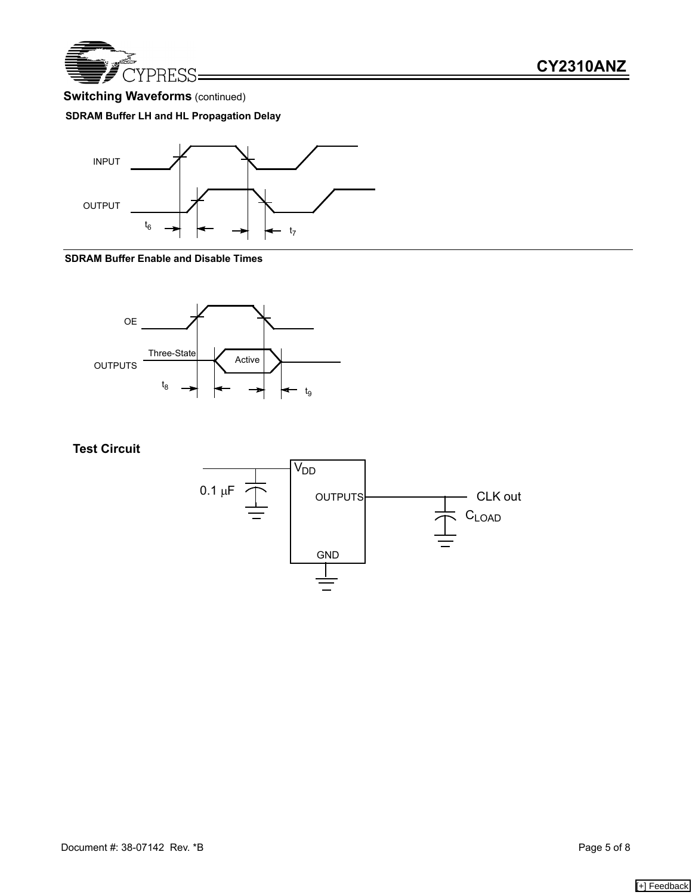## Switching Waveforms (continued)

**SDRAM Buffer LH and HL Propagation Delay**

INPUT

OUTPUT

$t_6$ $t_7$

**SDRAM Buffer Enable and Disable Times**

OE

OUTPUTS Three-State Active

$t_8$ $t_9$

## Test Circuit

$V_{DD}$

0.1 μF

OUTPUTS

CLK out

$C_{LOAD}$

GND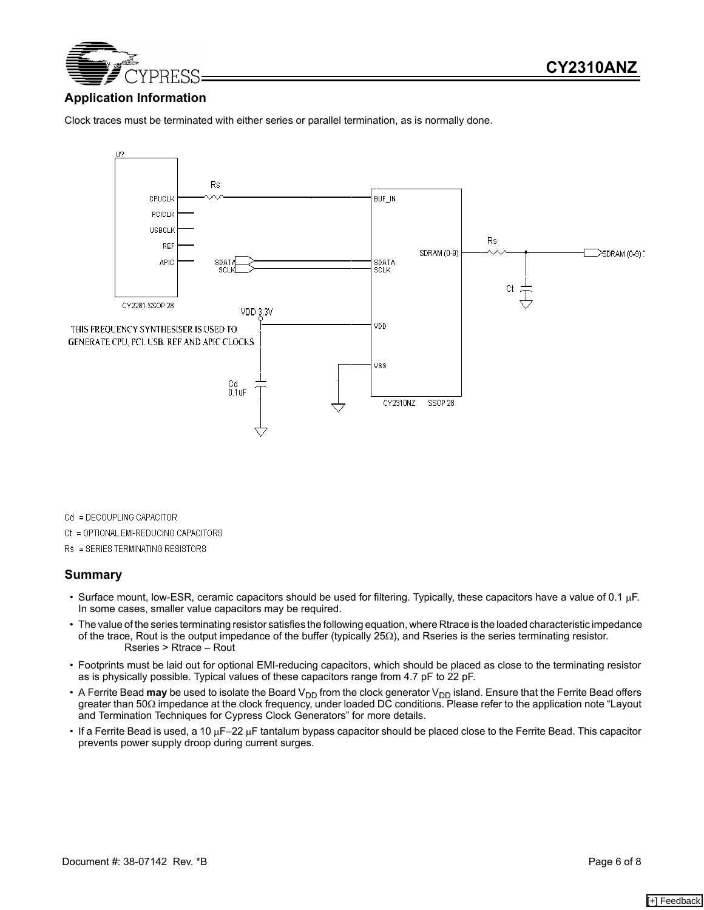## Application Information

Clock traces must be terminated with either series or parallel termination, as is normally done.

U?

CPUCLK
PCICLK
USBCLK
REF
APIC

CY2281 SSOP 28

Rs

SDATA
SCLK

VDD 3.3V

THIS FREQUENCY SYNTHESISER IS USED TO GENERATE CPU, PCI, USB, REF AND APIC CLOCKS

Cd
0.1uF

BUF_IN
SDATA
SCLK
VDD
VSS

SDRAM (0-9)

CY2310NZ SSOP 28

Rs

SDRAM (0-9)

Ct

Cd = DECOUPLING CAPACITOR

Ct = OPTIONAL EMI-REDUCING CAPACITORS

Rs = SERIES TERMINATING RESISTORS

## Summary

- Surface mount, low-ESR, ceramic capacitors should be used for filtering. Typically, these capacitors have a value of 0.1 μF. In some cases, smaller value capacitors may be required.
- The value of the series terminating resistor satisfies the following equation, where Rtrace is the loaded characteristic impedance of the trace, Rout is the output impedance of the buffer (typically 25Ω), and Rseries is the series terminating resistor.
  Rseries > Rtrace – Rout
- Footprints must be laid out for optional EMI-reducing capacitors, which should be placed as close to the terminating resistor as is physically possible. Typical values of these capacitors range from 4.7 pF to 22 pF.
- A Ferrite Bead **may** be used to isolate the Board $V_{DD}$ from the clock generator $V_{DD}$ island. Ensure that the Ferrite Bead offers greater than 50Ω impedance at the clock frequency, under loaded DC conditions. Please refer to the application note "Layout and Termination Techniques for Cypress Clock Generators" for more details.
- If a Ferrite Bead is used, a 10 μF–22 μF tantalum bypass capacitor should be placed close to the Ferrite Bead. This capacitor prevents power supply droop during current surges.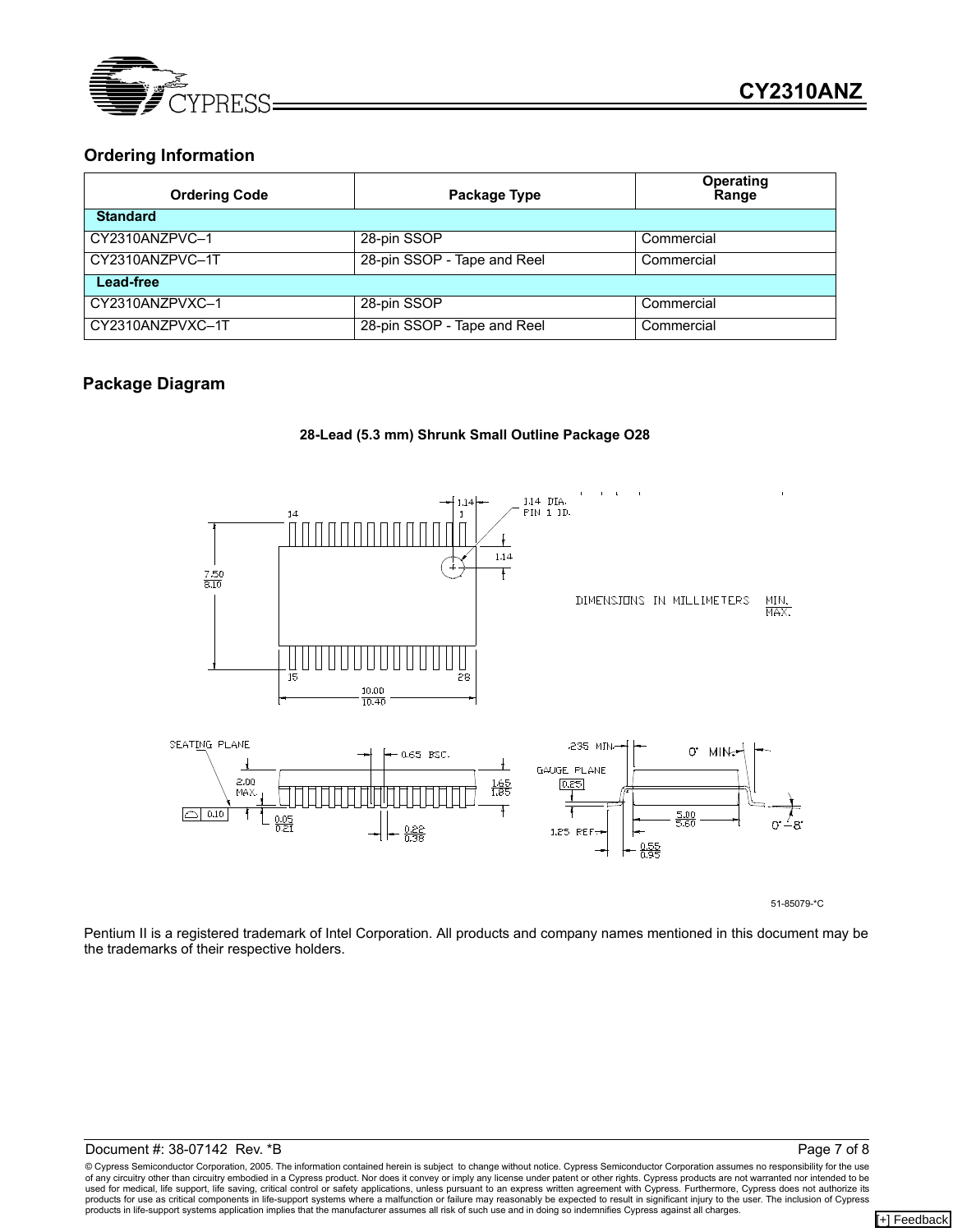## Ordering Information

| Ordering Code | Package Type | Operating Range |
|---|---|---|
| **Standard** | | |
| CY2310ANZPVC–1 | 28-pin SSOP | Commercial |
| CY2310ANZPVC–1T | 28-pin SSOP - Tape and Reel | Commercial |
| **Lead-free** | | |
| CY2310ANZPVXC–1 | 28-pin SSOP | Commercial |
| CY2310ANZPVXC–1T | 28-pin SSOP - Tape and Reel | Commercial |

## Package Diagram

**28-Lead (5.3 mm) Shrunk Small Outline Package O28**

DIMENSIONS IN MILLIMETERS MIN. / MAX.

51-85079-*C

Pentium II is a registered trademark of Intel Corporation. All products and company names mentioned in this document may be the trademarks of their respective holders.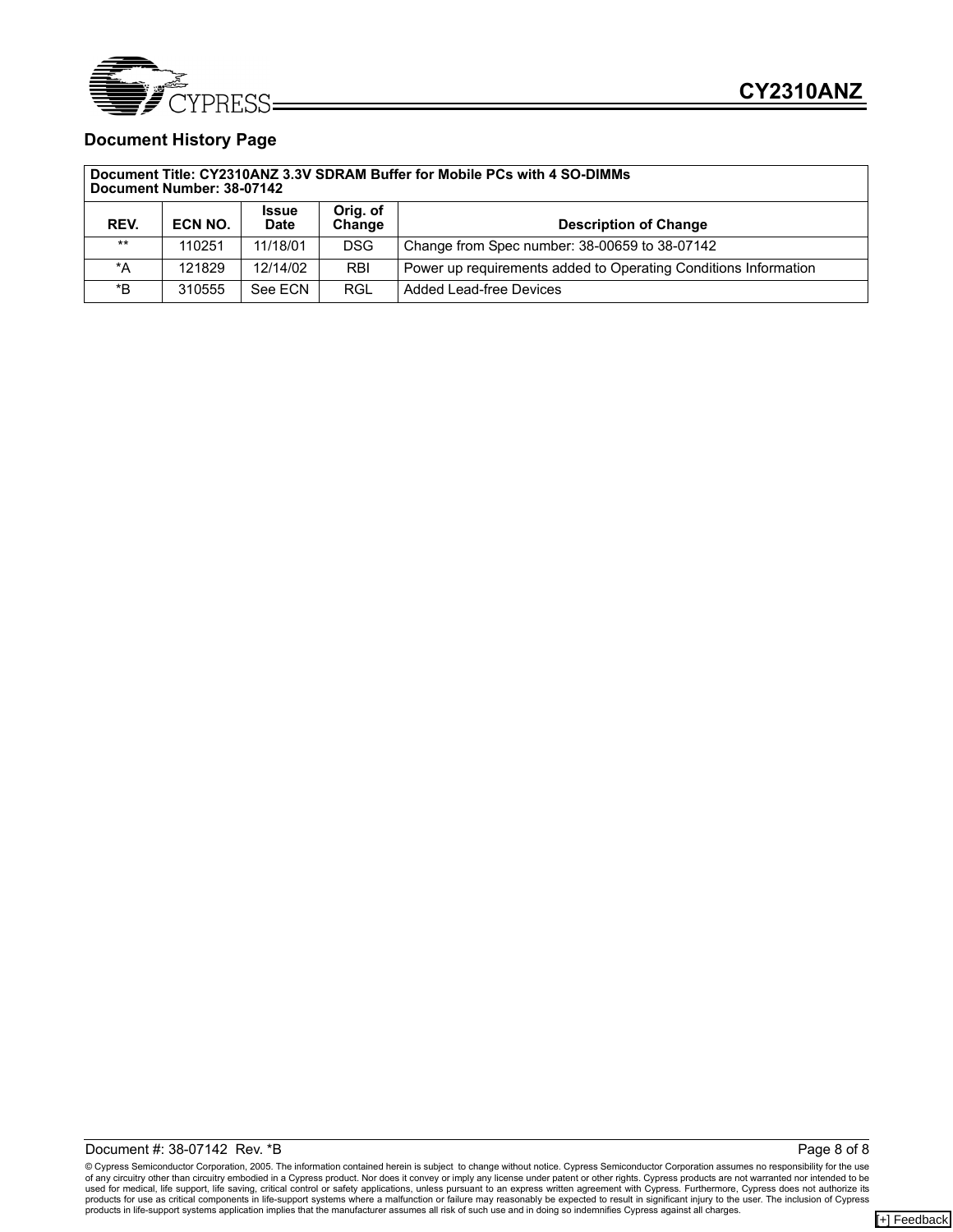## Document History Page

| Document Title: CY2310ANZ 3.3V SDRAM Buffer for Mobile PCs with 4 SO-DIMMs<br>Document Number: 38-07142 | | | | |
|---|---|---|---|---|
| **REV.** | **ECN NO.** | **Issue Date** | **Orig. of Change** | **Description of Change** |
| ** | 110251 | 11/18/01 | DSG | Change from Spec number: 38-00659 to 38-07142 |
| *A | 121829 | 12/14/02 | RBI | Power up requirements added to Operating Conditions Information |
| *B | 310555 | See ECN | RGL | Added Lead-free Devices |

© Cypress Semiconductor Corporation, 2005. The information contained herein is subject to change without notice. Cypress Semiconductor Corporation assumes no responsibility for the use of any circuitry other than circuitry embodied in a Cypress product. Nor does it convey or imply any license under patent or other rights. Cypress products are not warranted nor intended to be used for medical, life support, life saving, critical control or safety applications, unless pursuant to an express written agreement with Cypress. Furthermore, Cypress does not authorize its products for use as critical components in life-support systems where a malfunction or failure may reasonably be expected to result in significant injury to the user. The inclusion of Cypress products in life-support systems application implies that the manufacturer assumes all risk of such use and in doing so indemnifies Cypress against all charges.